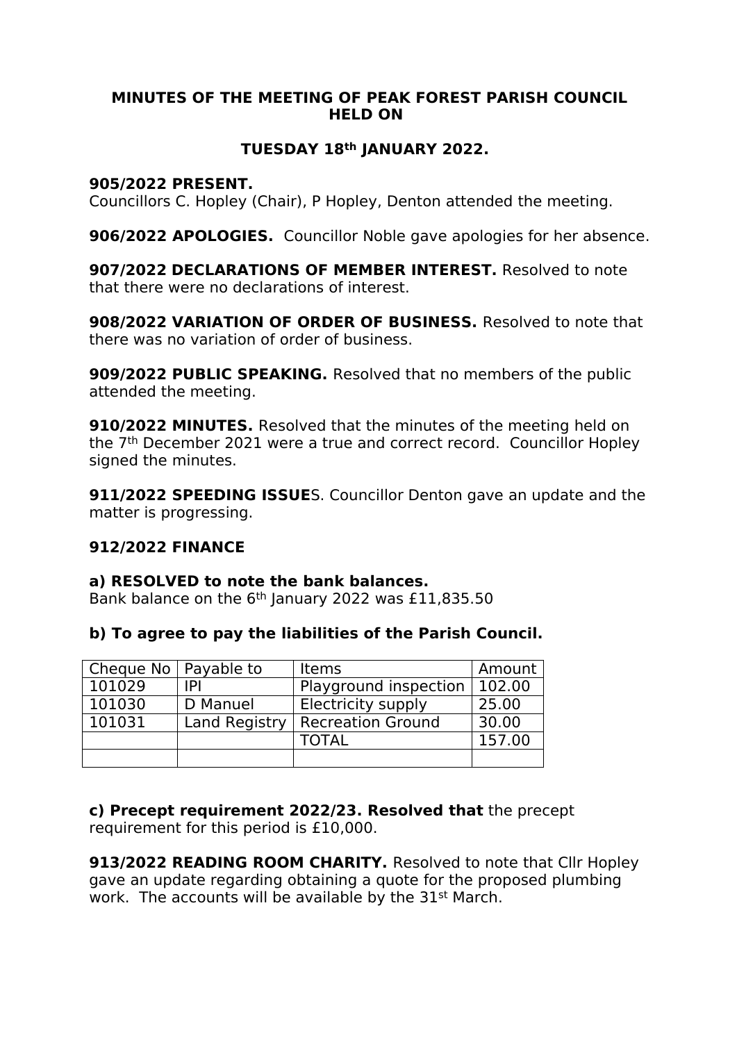**MINUTES OF THE MEETING OF PEAK FOREST PARISH COUNCIL HELD ON**

**TUESDAY 18th JANUARY 2022.**

**905/2022 PRESENT.**
Councillors C. Hopley (Chair), P Hopley, Denton attended the meeting.

**906/2022 APOLOGIES.** Councillor Noble gave apologies for her absence.

**907/2022 DECLARATIONS OF MEMBER INTEREST.** Resolved to note that there were no declarations of interest.

**908/2022 VARIATION OF ORDER OF BUSINESS.** Resolved to note that there was no variation of order of business.

**909/2022 PUBLIC SPEAKING.** Resolved that no members of the public attended the meeting.

**910/2022 MINUTES.** Resolved that the minutes of the meeting held on the 7th December 2021 were a true and correct record. Councillor Hopley signed the minutes.

**911/2022 SPEEDING ISSUE**S. Councillor Denton gave an update and the matter is progressing.

**912/2022 FINANCE**

**a) RESOLVED to note the bank balances.**
Bank balance on the 6th January 2022 was £11,835.50

**b) To agree to pay the liabilities of the Parish Council.**

| Cheque No | Payable to | Items | Amount |
|---|---|---|---|
| 101029 | IPI | Playground inspection | 102.00 |
| 101030 | D Manuel | Electricity supply | 25.00 |
| 101031 | Land Registry | Recreation Ground | 30.00 |
| | | TOTAL | 157.00 |
| | | | |

**c) Precept requirement 2022/23. Resolved that** the precept requirement for this period is £10,000.

**913/2022 READING ROOM CHARITY.** Resolved to note that Cllr Hopley gave an update regarding obtaining a quote for the proposed plumbing work. The accounts will be available by the 31st March.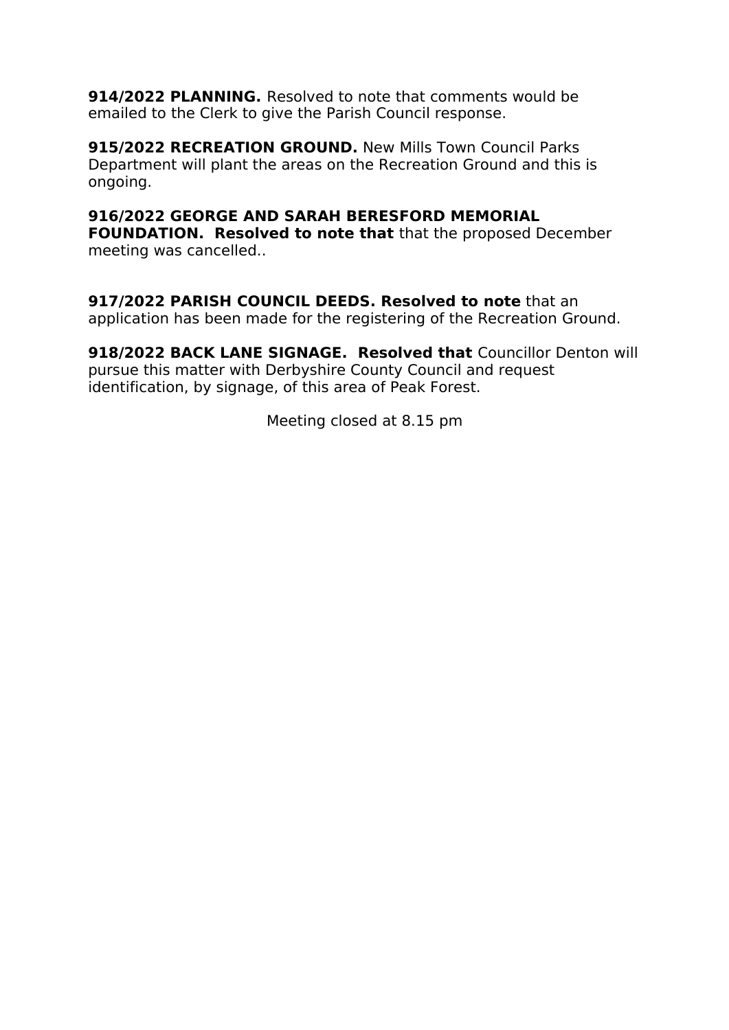**914/2022 PLANNING.** Resolved to note that comments would be emailed to the Clerk to give the Parish Council response.

**915/2022 RECREATION GROUND.** New Mills Town Council Parks Department will plant the areas on the Recreation Ground and this is ongoing.

**916/2022 GEORGE AND SARAH BERESFORD MEMORIAL FOUNDATION. Resolved to note that** that the proposed December meeting was cancelled..

**917/2022 PARISH COUNCIL DEEDS. Resolved to note** that an application has been made for the registering of the Recreation Ground.

**918/2022 BACK LANE SIGNAGE. Resolved that** Councillor Denton will pursue this matter with Derbyshire County Council and request identification, by signage, of this area of Peak Forest.

Meeting closed at 8.15 pm